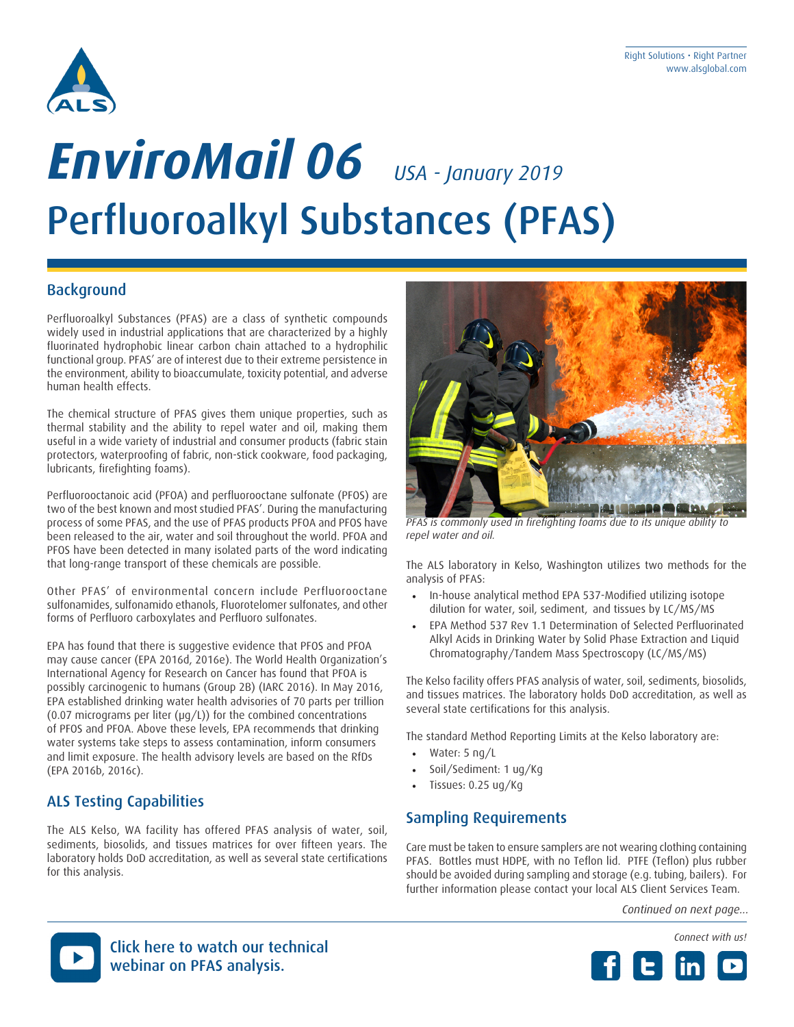Right Solutions • Right Partner
www.alsglobal.com

# EnviroMail 06 *USA - January 2019*

# Perfluoroalkyl Substances (PFAS)

## Background

Perfluoroalkyl Substances (PFAS) are a class of synthetic compounds widely used in industrial applications that are characterized by a highly fluorinated hydrophobic linear carbon chain attached to a hydrophilic functional group. PFAS' are of interest due to their extreme persistence in the environment, ability to bioaccumulate, toxicity potential, and adverse human health effects.

The chemical structure of PFAS gives them unique properties, such as thermal stability and the ability to repel water and oil, making them useful in a wide variety of industrial and consumer products (fabric stain protectors, waterproofing of fabric, non-stick cookware, food packaging, lubricants, firefighting foams).

Perfluorooctanoic acid (PFOA) and perfluorooctane sulfonate (PFOS) are two of the best known and most studied PFAS'. During the manufacturing process of some PFAS, and the use of PFAS products PFOA and PFOS have been released to the air, water and soil throughout the world. PFOA and PFOS have been detected in many isolated parts of the word indicating that long-range transport of these chemicals are possible.

Other PFAS' of environmental concern include Perfluorooctane sulfonamides, sulfonamido ethanols, Fluorotelomer sulfonates, and other forms of Perfluoro carboxylates and Perfluoro sulfonates.

EPA has found that there is suggestive evidence that PFOS and PFOA may cause cancer (EPA 2016d, 2016e). The World Health Organization's International Agency for Research on Cancer has found that PFOA is possibly carcinogenic to humans (Group 2B) (IARC 2016). In May 2016, EPA established drinking water health advisories of 70 parts per trillion (0.07 micrograms per liter (μg/L)) for the combined concentrations of PFOS and PFOA. Above these levels, EPA recommends that drinking water systems take steps to assess contamination, inform consumers and limit exposure. The health advisory levels are based on the RfDs (EPA 2016b, 2016c).

## ALS Testing Capabilities

The ALS Kelso, WA facility has offered PFAS analysis of water, soil, sediments, biosolids, and tissues matrices for over fifteen years. The laboratory holds DoD accreditation, as well as several state certifications for this analysis.

*PFAS is commonly used in firefighting foams due to its unique ability to repel water and oil.*

The ALS laboratory in Kelso, Washington utilizes two methods for the analysis of PFAS:

- In-house analytical method EPA 537-Modified utilizing isotope dilution for water, soil, sediment, and tissues by LC/MS/MS
- EPA Method 537 Rev 1.1 Determination of Selected Perfluorinated Alkyl Acids in Drinking Water by Solid Phase Extraction and Liquid Chromatography/Tandem Mass Spectroscopy (LC/MS/MS)

The Kelso facility offers PFAS analysis of water, soil, sediments, biosolids, and tissues matrices. The laboratory holds DoD accreditation, as well as several state certifications for this analysis.

The standard Method Reporting Limits at the Kelso laboratory are:

- Water: 5 ng/L
- Soil/Sediment: 1 ug/Kg
- Tissues: 0.25 ug/Kg

## Sampling Requirements

Care must be taken to ensure samplers are not wearing clothing containing PFAS. Bottles must HDPE, with no Teflon lid. PTFE (Teflon) plus rubber should be avoided during sampling and storage (e.g. tubing, bailers). For further information please contact your local ALS Client Services Team.

*Continued on next page...*

Click here to watch our technical webinar on PFAS analysis.

*Connect with us!*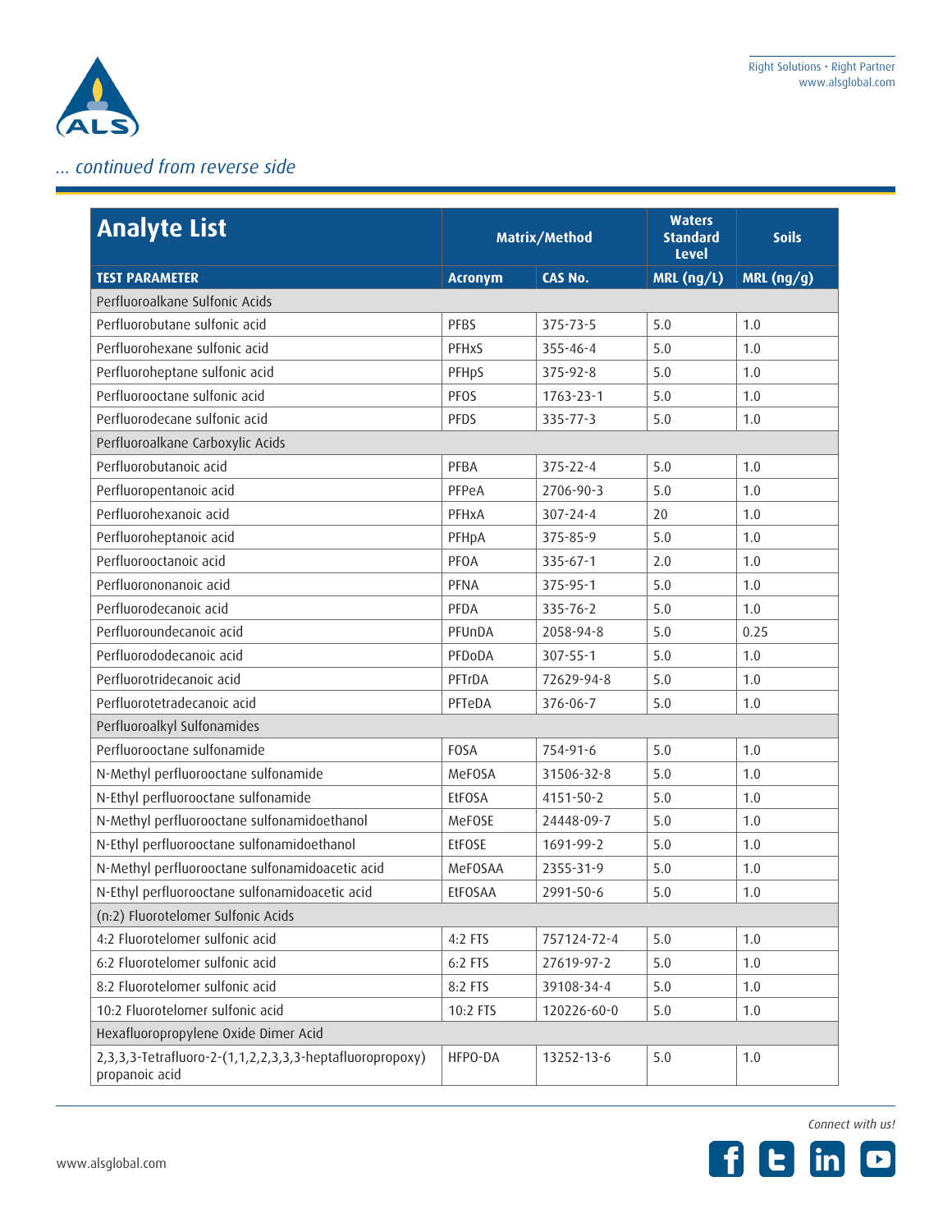*... continued from reverse side*

| Analyte List | Matrix/Method | | Waters Standard Level | Soils |
|---|---|---|---|---|
| **TEST PARAMETER** | **Acronym** | **CAS No.** | **MRL (ng/L)** | **MRL (ng/g)** |
| Perfluoroalkane Sulfonic Acids | | | | |
| Perfluorobutane sulfonic acid | PFBS | 375-73-5 | 5.0 | 1.0 |
| Perfluorohexane sulfonic acid | PFHxS | 355-46-4 | 5.0 | 1.0 |
| Perfluoroheptane sulfonic acid | PFHpS | 375-92-8 | 5.0 | 1.0 |
| Perfluorooctane sulfonic acid | PFOS | 1763-23-1 | 5.0 | 1.0 |
| Perfluorodecane sulfonic acid | PFDS | 335-77-3 | 5.0 | 1.0 |
| Perfluoroalkane Carboxylic Acids | | | | |
| Perfluorobutanoic acid | PFBA | 375-22-4 | 5.0 | 1.0 |
| Perfluoropentanoic acid | PFPeA | 2706-90-3 | 5.0 | 1.0 |
| Perfluorohexanoic acid | PFHxA | 307-24-4 | 20 | 1.0 |
| Perfluoroheptanoic acid | PFHpA | 375-85-9 | 5.0 | 1.0 |
| Perfluorooctanoic acid | PFOA | 335-67-1 | 2.0 | 1.0 |
| Perfluorononanoic acid | PFNA | 375-95-1 | 5.0 | 1.0 |
| Perfluorodecanoic acid | PFDA | 335-76-2 | 5.0 | 1.0 |
| Perfluoroundecanoic acid | PFUnDA | 2058-94-8 | 5.0 | 0.25 |
| Perfluorododecanoic acid | PFDoDA | 307-55-1 | 5.0 | 1.0 |
| Perfluorotridecanoic acid | PFTrDA | 72629-94-8 | 5.0 | 1.0 |
| Perfluorotetradecanoic acid | PFTeDA | 376-06-7 | 5.0 | 1.0 |
| Perfluoroalkyl Sulfonamides | | | | |
| Perfluorooctane sulfonamide | FOSA | 754-91-6 | 5.0 | 1.0 |
| N-Methyl perfluorooctane sulfonamide | MeFOSA | 31506-32-8 | 5.0 | 1.0 |
| N-Ethyl perfluorooctane sulfonamide | EtFOSA | 4151-50-2 | 5.0 | 1.0 |
| N-Methyl perfluorooctane sulfonamidoethanol | MeFOSE | 24448-09-7 | 5.0 | 1.0 |
| N-Ethyl perfluorooctane sulfonamidoethanol | EtFOSE | 1691-99-2 | 5.0 | 1.0 |
| N-Methyl perfluorooctane sulfonamidoacetic acid | MeFOSAA | 2355-31-9 | 5.0 | 1.0 |
| N-Ethyl perfluorooctane sulfonamidoacetic acid | EtFOSAA | 2991-50-6 | 5.0 | 1.0 |
| (n:2) Fluorotelomer Sulfonic Acids | | | | |
| 4:2 Fluorotelomer sulfonic acid | 4:2 FTS | 757124-72-4 | 5.0 | 1.0 |
| 6:2 Fluorotelomer sulfonic acid | 6:2 FTS | 27619-97-2 | 5.0 | 1.0 |
| 8:2 Fluorotelomer sulfonic acid | 8:2 FTS | 39108-34-4 | 5.0 | 1.0 |
| 10:2 Fluorotelomer sulfonic acid | 10:2 FTS | 120226-60-0 | 5.0 | 1.0 |
| Hexafluoropropylene Oxide Dimer Acid | | | | |
| 2,3,3,3-Tetrafluoro-2-(1,1,2,2,3,3,3-heptafluoropropoxy) propanoic acid | HFPO-DA | 13252-13-6 | 5.0 | 1.0 |

*Connect with us!*